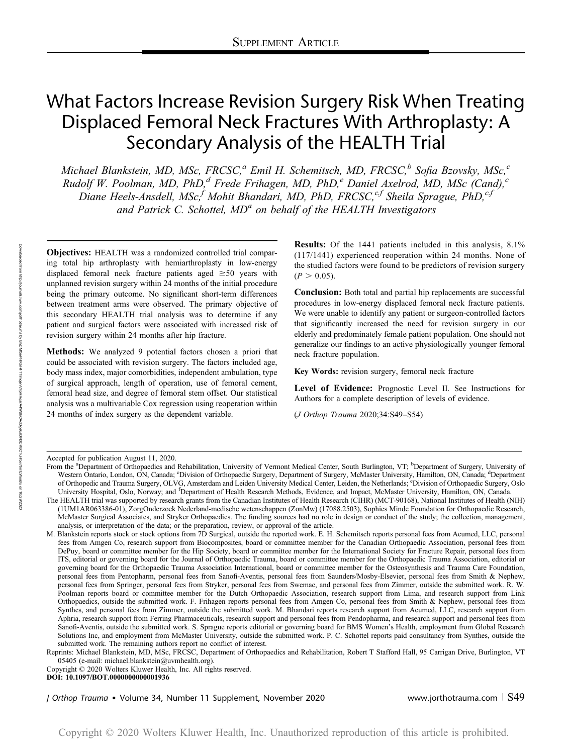SUPPLEMENT ARTICLE

# What Factors Increase Revision Surgery Risk When Treating Displaced Femoral Neck Fractures With Arthroplasty: A Secondary Analysis of the HEALTH Trial

*Michael Blankstein, MD, MSc, FRCSC,[a] Emil H. Schemitsch, MD, FRCSC,[b] Sofia Bzovsky, MSc,[c] Rudolf W. Poolman, MD, PhD,[d] Frede Frihagen, MD, PhD,[e] Daniel Axelrod, MD, MSc (Cand),[c] Diane Heels-Ansdell, MSc,[f] Mohit Bhandari, MD, PhD, FRCSC,[c,f] Sheila Sprague, PhD,[c,f] and Patrick C. Schottel, MD[a] on behalf of the HEALTH Investigators*

**Objectives:** HEALTH was a randomized controlled trial comparing total hip arthroplasty with hemiarthroplasty in low-energy displaced femoral neck fracture patients aged ≥50 years with unplanned revision surgery within 24 months of the initial procedure being the primary outcome. No significant short-term differences between treatment arms were observed. The primary objective of this secondary HEALTH trial analysis was to determine if any patient and surgical factors were associated with increased risk of revision surgery within 24 months after hip fracture.

**Methods:** We analyzed 9 potential factors chosen a priori that could be associated with revision surgery. The factors included age, body mass index, major comorbidities, independent ambulation, type of surgical approach, length of operation, use of femoral cement, femoral head size, and degree of femoral stem offset. Our statistical analysis was a multivariable Cox regression using reoperation within 24 months of index surgery as the dependent variable.

**Results:** Of the 1441 patients included in this analysis, 8.1% (117/1441) experienced reoperation within 24 months. None of the studied factors were found to be predictors of revision surgery ($P > 0.05$).

**Conclusion:** Both total and partial hip replacements are successful procedures in low-energy displaced femoral neck fracture patients. We were unable to identify any patient or surgeon-controlled factors that significantly increased the need for revision surgery in our elderly and predominately female patient population. One should not generalize our findings to an active physiologically younger femoral neck fracture population.

**Key Words:** revision surgery, femoral neck fracture

**Level of Evidence:** Prognostic Level II. See Instructions for Authors for a complete description of levels of evidence.

(*J Orthop Trauma* 2020;34:S49–S54)

---

Accepted for publication August 11, 2020.

From the [a]Department of Orthopaedics and Rehabilitation, University of Vermont Medical Center, South Burlington, VT; [b]Department of Surgery, University of Western Ontario, London, ON, Canada; [c]Division of Orthopaedic Surgery, Department of Surgery, McMaster University, Hamilton, ON, Canada; [d]Department of Orthopedic and Trauma Surgery, OLVG, Amsterdam and Leiden University Medical Center, Leiden, the Netherlands; [e]Division of Orthopaedic Surgery, Oslo University Hospital, Oslo, Norway; and [f]Department of Health Research Methods, Evidence, and Impact, McMaster University, Hamilton, ON, Canada.

The HEALTH trial was supported by research grants from the Canadian Institutes of Health Research (CIHR) (MCT-90168), National Institutes of Health (NIH) (1UM1AR063386-01), ZorgOnderzoek Nederland-medische wetensehappen (ZonMw) (17088.2503), Sophies Minde Foundation for Orthopaedic Research, McMaster Surgical Associates, and Stryker Orthopaedics. The funding sources had no role in design or conduct of the study; the collection, management, analysis, or interpretation of the data; or the preparation, review, or approval of the article.

M. Blankstein reports stock or stock options from 7D Surgical, outside the reported work. E. H. Schemitsch reports personal fees from Acumed, LLC, personal fees from Amgen Co, research support from Biocomposites, board or committee member for the Canadian Orthopaedic Association, personal fees from DePuy, board or committee member for the Hip Society, board or committee member for the International Society for Fracture Repair, personal fees from ITS, editorial or governing board for the Journal of Orthopaedic Trauma, board or committee member for the Orthopaedic Trauma Association, editorial or governing board for the Orthopaedic Trauma Association International, board or committee member for the Osteosynthesis and Trauma Care Foundation, personal fees from Pentopharm, personal fees from Sanofi-Aventis, personal fees from Saunders/Mosby-Elsevier, personal fees from Smith & Nephew, personal fees from Springer, personal fees from Stryker, personal fees from Swemac, and personal fees from Zimmer, outside the submitted work. R. W. Poolman reports board or committee member for the Dutch Orthopaedic Association, research support from Lima, and research support from Link Orthopaedics, outside the submitted work. F. Frihagen reports personal fees from Amgen Co, personal fees from Smith & Nephew, personal fees from Synthes, and personal fees from Zimmer, outside the submitted work. M. Bhandari reports research support from Acumed, LLC, research support from Aphria, research support from Ferring Pharmaceuticals, research support and personal fees from Pendopharma, and research support and personal fees from Sanofi-Aventis, outside the submitted work. S. Sprague reports editorial or governing board for BMS Women's Health, employment from Global Research Solutions Inc, and employment from McMaster University, outside the submitted work. P. C. Schottel reports paid consultancy from Synthes, outside the submitted work. The remaining authors report no conflict of interest.

Reprints: Michael Blankstein, MD, MSc, FRCSC, Department of Orthopaedics and Rehabilitation, Robert T Stafford Hall, 95 Carrigan Drive, Burlington, VT 05405 (e-mail: michael.blankstein@uvmhealth.org).

Copyright © 2020 Wolters Kluwer Health, Inc. All rights reserved.

**DOI: 10.1097/BOT.0000000000001936**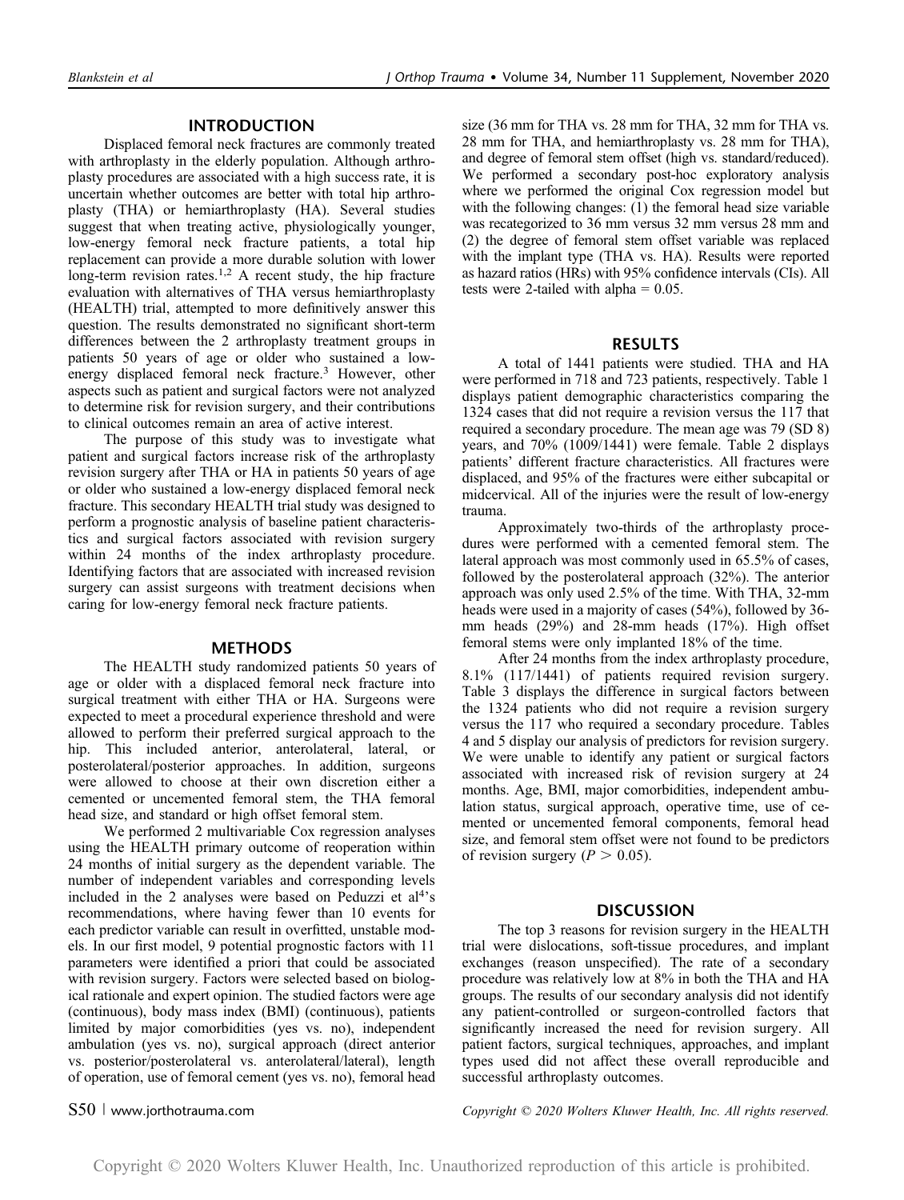## INTRODUCTION

Displaced femoral neck fractures are commonly treated with arthroplasty in the elderly population. Although arthroplasty procedures are associated with a high success rate, it is uncertain whether outcomes are better with total hip arthroplasty (THA) or hemiarthroplasty (HA). Several studies suggest that when treating active, physiologically younger, low-energy femoral neck fracture patients, a total hip replacement can provide a more durable solution with lower long-term revision rates.[1,2] A recent study, the hip fracture evaluation with alternatives of THA versus hemiarthroplasty (HEALTH) trial, attempted to more definitively answer this question. The results demonstrated no significant short-term differences between the 2 arthroplasty treatment groups in patients 50 years of age or older who sustained a low-energy displaced femoral neck fracture.[3] However, other aspects such as patient and surgical factors were not analyzed to determine risk for revision surgery, and their contributions to clinical outcomes remain an area of active interest.

The purpose of this study was to investigate what patient and surgical factors increase risk of the arthroplasty revision surgery after THA or HA in patients 50 years of age or older who sustained a low-energy displaced femoral neck fracture. This secondary HEALTH trial study was designed to perform a prognostic analysis of baseline patient characteristics and surgical factors associated with revision surgery within 24 months of the index arthroplasty procedure. Identifying factors that are associated with increased revision surgery can assist surgeons with treatment decisions when caring for low-energy femoral neck fracture patients.

## METHODS

The HEALTH study randomized patients 50 years of age or older with a displaced femoral neck fracture into surgical treatment with either THA or HA. Surgeons were expected to meet a procedural experience threshold and were allowed to perform their preferred surgical approach to the hip. This included anterior, anterolateral, lateral, or posterolateral/posterior approaches. In addition, surgeons were allowed to choose at their own discretion either a cemented or uncemented femoral stem, the THA femoral head size, and standard or high offset femoral stem.

We performed 2 multivariable Cox regression analyses using the HEALTH primary outcome of reoperation within 24 months of initial surgery as the dependent variable. The number of independent variables and corresponding levels included in the 2 analyses were based on Peduzzi et al[4]'s recommendations, where having fewer than 10 events for each predictor variable can result in overfitted, unstable models. In our first model, 9 potential prognostic factors with 11 parameters were identified a priori that could be associated with revision surgery. Factors were selected based on biological rationale and expert opinion. The studied factors were age (continuous), body mass index (BMI) (continuous), patients limited by major comorbidities (yes vs. no), independent ambulation (yes vs. no), surgical approach (direct anterior vs. posterior/posterolateral vs. anterolateral/lateral), length of operation, use of femoral cement (yes vs. no), femoral head size (36 mm for THA vs. 28 mm for THA, 32 mm for THA vs. 28 mm for THA, and hemiarthroplasty vs. 28 mm for THA), and degree of femoral stem offset (high vs. standard/reduced). We performed a secondary post-hoc exploratory analysis where we performed the original Cox regression model but with the following changes: (1) the femoral head size variable was recategorized to 36 mm versus 32 mm versus 28 mm and (2) the degree of femoral stem offset variable was replaced with the implant type (THA vs. HA). Results were reported as hazard ratios (HRs) with 95% confidence intervals (CIs). All tests were 2-tailed with alpha = 0.05.

## RESULTS

A total of 1441 patients were studied. THA and HA were performed in 718 and 723 patients, respectively. Table 1 displays patient demographic characteristics comparing the 1324 cases that did not require a revision versus the 117 that required a secondary procedure. The mean age was 79 (SD 8) years, and 70% (1009/1441) were female. Table 2 displays patients' different fracture characteristics. All fractures were displaced, and 95% of the fractures were either subcapital or midcervical. All of the injuries were the result of low-energy trauma.

Approximately two-thirds of the arthroplasty procedures were performed with a cemented femoral stem. The lateral approach was most commonly used in 65.5% of cases, followed by the posterolateral approach (32%). The anterior approach was only used 2.5% of the time. With THA, 32-mm heads were used in a majority of cases (54%), followed by 36-mm heads (29%) and 28-mm heads (17%). High offset femoral stems were only implanted 18% of the time.

After 24 months from the index arthroplasty procedure, 8.1% (117/1441) of patients required revision surgery. Table 3 displays the difference in surgical factors between the 1324 patients who did not require a revision surgery versus the 117 who required a secondary procedure. Tables 4 and 5 display our analysis of predictors for revision surgery. We were unable to identify any patient or surgical factors associated with increased risk of revision surgery at 24 months. Age, BMI, major comorbidities, independent ambulation status, surgical approach, operative time, use of cemented or uncemented femoral components, femoral head size, and femoral stem offset were not found to be predictors of revision surgery ($P > 0.05$).

## DISCUSSION

The top 3 reasons for revision surgery in the HEALTH trial were dislocations, soft-tissue procedures, and implant exchanges (reason unspecified). The rate of a secondary procedure was relatively low at 8% in both the THA and HA groups. The results of our secondary analysis did not identify any patient-controlled or surgeon-controlled factors that significantly increased the need for revision surgery. All patient factors, surgical techniques, approaches, and implant types used did not affect these overall reproducible and successful arthroplasty outcomes.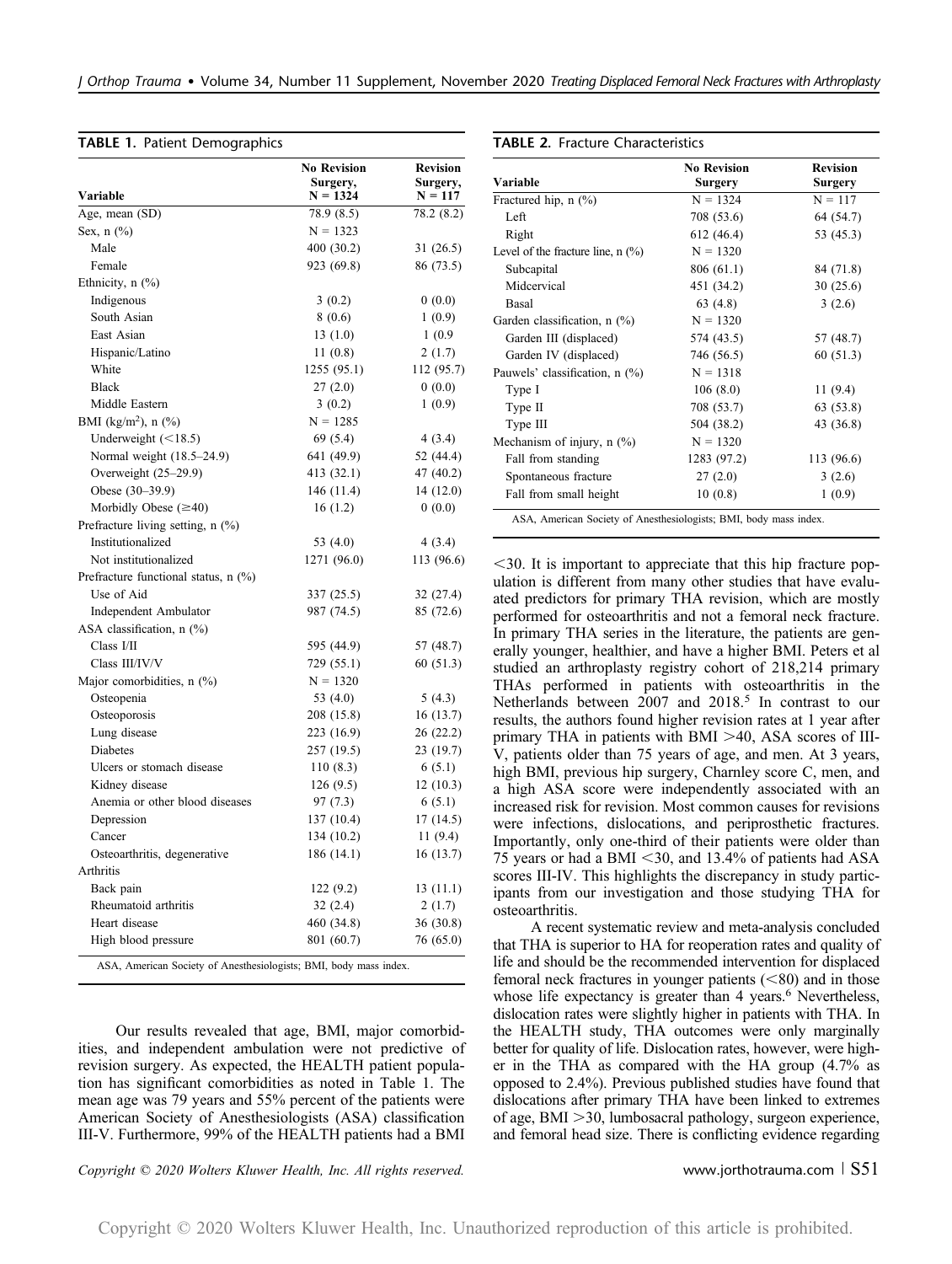**TABLE 1.** Patient Demographics

| Variable | No Revision Surgery, N = 1324 | Revision Surgery, N = 117 |
|---|---|---|
| Age, mean (SD) | 78.9 (8.5) | 78.2 (8.2) |
| Sex, n (%) | N = 1323 | |
| Male | 400 (30.2) | 31 (26.5) |
| Female | 923 (69.8) | 86 (73.5) |
| Ethnicity, n (%) | | |
| Indigenous | 3 (0.2) | 0 (0.0) |
| South Asian | 8 (0.6) | 1 (0.9) |
| East Asian | 13 (1.0) | 1 (0.9 |
| Hispanic/Latino | 11 (0.8) | 2 (1.7) |
| White | 1255 (95.1) | 112 (95.7) |
| Black | 27 (2.0) | 0 (0.0) |
| Middle Eastern | 3 (0.2) | 1 (0.9) |
| BMI (kg/m$^2$), n (%) | N = 1285 | |
| Underweight (<18.5) | 69 (5.4) | 4 (3.4) |
| Normal weight (18.5–24.9) | 641 (49.9) | 52 (44.4) |
| Overweight (25–29.9) | 413 (32.1) | 47 (40.2) |
| Obese (30–39.9) | 146 (11.4) | 14 (12.0) |
| Morbidly Obese (≥40) | 16 (1.2) | 0 (0.0) |
| Prefracture living setting, n (%) | | |
| Institutionalized | 53 (4.0) | 4 (3.4) |
| Not institutionalized | 1271 (96.0) | 113 (96.6) |
| Prefracture functional status, n (%) | | |
| Use of Aid | 337 (25.5) | 32 (27.4) |
| Independent Ambulator | 987 (74.5) | 85 (72.6) |
| ASA classification, n (%) | | |
| Class I/II | 595 (44.9) | 57 (48.7) |
| Class III/IV/V | 729 (55.1) | 60 (51.3) |
| Major comorbidities, n (%) | N = 1320 | |
| Osteopenia | 53 (4.0) | 5 (4.3) |
| Osteoporosis | 208 (15.8) | 16 (13.7) |
| Lung disease | 223 (16.9) | 26 (22.2) |
| Diabetes | 257 (19.5) | 23 (19.7) |
| Ulcers or stomach disease | 110 (8.3) | 6 (5.1) |
| Kidney disease | 126 (9.5) | 12 (10.3) |
| Anemia or other blood diseases | 97 (7.3) | 6 (5.1) |
| Depression | 137 (10.4) | 17 (14.5) |
| Cancer | 134 (10.2) | 11 (9.4) |
| Osteoarthritis, degenerative | 186 (14.1) | 16 (13.7) |
| Arthritis | | |
| Back pain | 122 (9.2) | 13 (11.1) |
| Rheumatoid arthritis | 32 (2.4) | 2 (1.7) |
| Heart disease | 460 (34.8) | 36 (30.8) |
| High blood pressure | 801 (60.7) | 76 (65.0) |

ASA, American Society of Anesthesiologists; BMI, body mass index.

Our results revealed that age, BMI, major comorbidities, and independent ambulation were not predictive of revision surgery. As expected, the HEALTH patient population has significant comorbidities as noted in Table 1. The mean age was 79 years and 55% percent of the patients were American Society of Anesthesiologists (ASA) classification III-V. Furthermore, 99% of the HEALTH patients had a BMI <30. It is important to appreciate that this hip fracture population is different from many other studies that have evaluated predictors for primary THA revision, which are mostly performed for osteoarthritis and not a femoral neck fracture. In primary THA series in the literature, the patients are generally younger, healthier, and have a higher BMI. Peters et al studied an arthroplasty registry cohort of 218,214 primary THAs performed in patients with osteoarthritis in the Netherlands between 2007 and 2018.[5] In contrast to our results, the authors found higher revision rates at 1 year after primary THA in patients with BMI >40, ASA scores of III-V, patients older than 75 years of age, and men. At 3 years, high BMI, previous hip surgery, Charnley score C, men, and a high ASA score were independently associated with an increased risk for revision. Most common causes for revisions were infections, dislocations, and periprosthetic fractures. Importantly, only one-third of their patients were older than 75 years or had a BMI <30, and 13.4% of patients had ASA scores III-IV. This highlights the discrepancy in study participants from our investigation and those studying THA for osteoarthritis.

**TABLE 2.** Fracture Characteristics

| Variable | No Revision Surgery | Revision Surgery |
|---|---|---|
| Fractured hip, n (%) | N = 1324 | N = 117 |
| Left | 708 (53.6) | 64 (54.7) |
| Right | 612 (46.4) | 53 (45.3) |
| Level of the fracture line, n (%) | N = 1320 | |
| Subcapital | 806 (61.1) | 84 (71.8) |
| Midcervical | 451 (34.2) | 30 (25.6) |
| Basal | 63 (4.8) | 3 (2.6) |
| Garden classification, n (%) | N = 1320 | |
| Garden III (displaced) | 574 (43.5) | 57 (48.7) |
| Garden IV (displaced) | 746 (56.5) | 60 (51.3) |
| Pauwels' classification, n (%) | N = 1318 | |
| Type I | 106 (8.0) | 11 (9.4) |
| Type II | 708 (53.7) | 63 (53.8) |
| Type III | 504 (38.2) | 43 (36.8) |
| Mechanism of injury, n (%) | N = 1320 | |
| Fall from standing | 1283 (97.2) | 113 (96.6) |
| Spontaneous fracture | 27 (2.0) | 3 (2.6) |
| Fall from small height | 10 (0.8) | 1 (0.9) |

ASA, American Society of Anesthesiologists; BMI, body mass index.

A recent systematic review and meta-analysis concluded that THA is superior to HA for reoperation rates and quality of life and should be the recommended intervention for displaced femoral neck fractures in younger patients (<80) and in those whose life expectancy is greater than 4 years.[6] Nevertheless, dislocation rates were slightly higher in patients with THA. In the HEALTH study, THA outcomes were only marginally better for quality of life. Dislocation rates, however, were higher in the THA as compared with the HA group (4.7% as opposed to 2.4%). Previous published studies have found that dislocations after primary THA have been linked to extremes of age, BMI >30, lumbosacral pathology, surgeon experience, and femoral head size. There is conflicting evidence regarding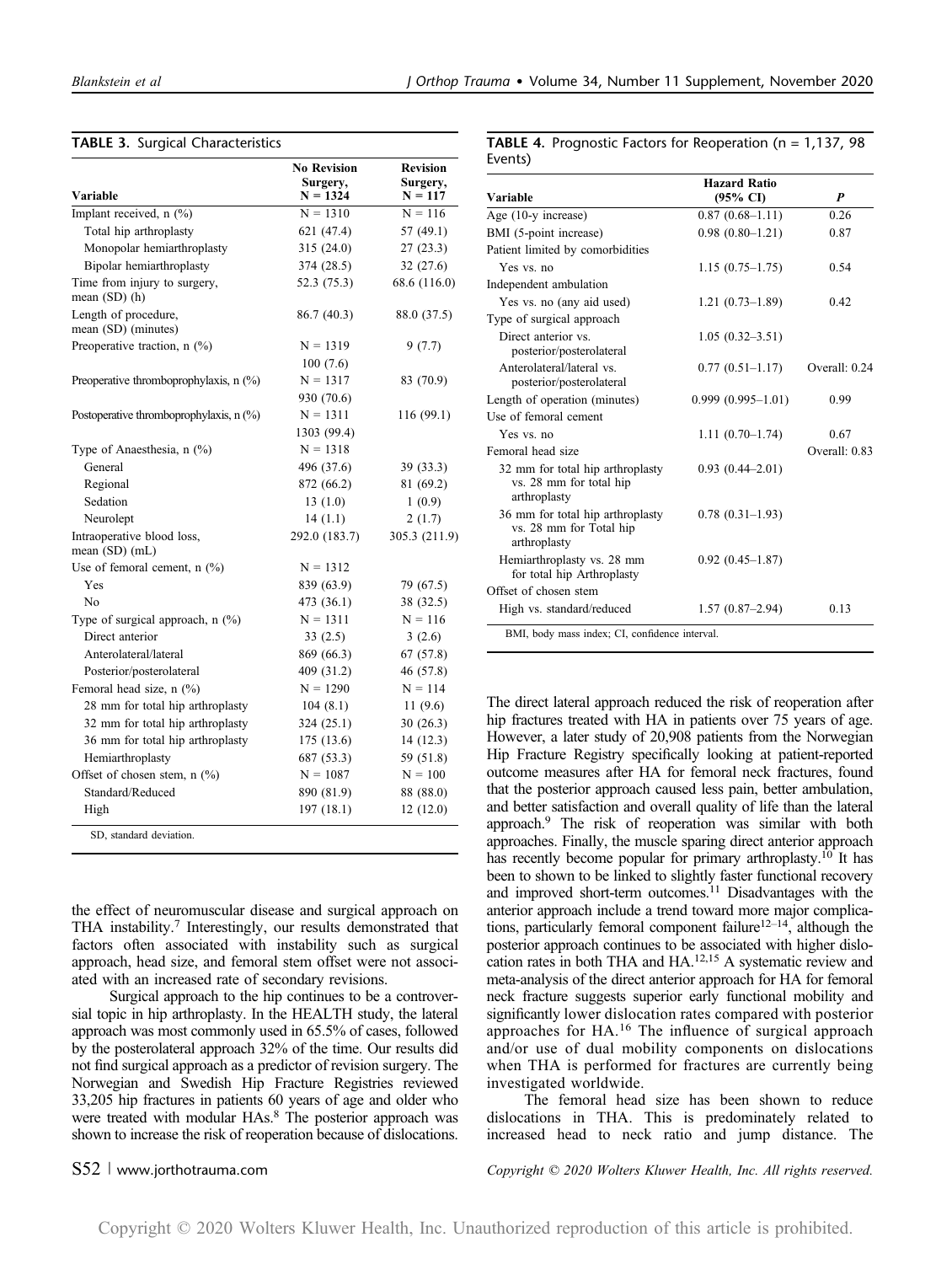**TABLE 3.** Surgical Characteristics

| Variable | No Revision Surgery, N = 1324 | Revision Surgery, N = 117 |
|---|---|---|
| Implant received, n (%) | N = 1310 | N = 116 |
| Total hip arthroplasty | 621 (47.4) | 57 (49.1) |
| Monopolar hemiarthroplasty | 315 (24.0) | 27 (23.3) |
| Bipolar hemiarthroplasty | 374 (28.5) | 32 (27.6) |
| Time from injury to surgery, mean (SD) (h) | 52.3 (75.3) | 68.6 (116.0) |
| Length of procedure, mean (SD) (minutes) | 86.7 (40.3) | 88.0 (37.5) |
| Preoperative traction, n (%) | N = 1319<br>100 (7.6) | 9 (7.7) |
| Preoperative thromboprophylaxis, n (%) | N = 1317<br>930 (70.6) | 83 (70.9) |
| Postoperative thromboprophylaxis, n (%) | N = 1311<br>1303 (99.4) | 116 (99.1) |
| Type of Anaesthesia, n (%) | N = 1318 | |
| General | 496 (37.6) | 39 (33.3) |
| Regional | 872 (66.2) | 81 (69.2) |
| Sedation | 13 (1.0) | 1 (0.9) |
| Neurolept | 14 (1.1) | 2 (1.7) |
| Intraoperative blood loss, mean (SD) (mL) | 292.0 (183.7) | 305.3 (211.9) |
| Use of femoral cement, n (%) | N = 1312 | |
| Yes | 839 (63.9) | 79 (67.5) |
| No | 473 (36.1) | 38 (32.5) |
| Type of surgical approach, n (%) | N = 1311 | N = 116 |
| Direct anterior | 33 (2.5) | 3 (2.6) |
| Anterolateral/lateral | 869 (66.3) | 67 (57.8) |
| Posterior/posterolateral | 409 (31.2) | 46 (57.8) |
| Femoral head size, n (%) | N = 1290 | N = 114 |
| 28 mm for total hip arthroplasty | 104 (8.1) | 11 (9.6) |
| 32 mm for total hip arthroplasty | 324 (25.1) | 30 (26.3) |
| 36 mm for total hip arthroplasty | 175 (13.6) | 14 (12.3) |
| Hemiarthroplasty | 687 (53.3) | 59 (51.8) |
| Offset of chosen stem, n (%) | N = 1087 | N = 100 |
| Standard/Reduced | 890 (81.9) | 88 (88.0) |
| High | 197 (18.1) | 12 (12.0) |

SD, standard deviation.

**TABLE 4.** Prognostic Factors for Reoperation (n = 1,137, 98 Events)

| Variable | Hazard Ratio (95% CI) | *P* |
|---|---|---|
| Age (10-y increase) | 0.87 (0.68–1.11) | 0.26 |
| BMI (5-point increase) | 0.98 (0.80–1.21) | 0.87 |
| Patient limited by comorbidities | | |
| Yes vs. no | 1.15 (0.75–1.75) | 0.54 |
| Independent ambulation | | |
| Yes vs. no (any aid used) | 1.21 (0.73–1.89) | 0.42 |
| Type of surgical approach | | |
| Direct anterior vs. posterior/posterolateral | 1.05 (0.32–3.51) | |
| Anterolateral/lateral vs. posterior/posterolateral | 0.77 (0.51–1.17) | Overall: 0.24 |
| Length of operation (minutes) | 0.999 (0.995–1.01) | 0.99 |
| Use of femoral cement | | |
| Yes vs. no | 1.11 (0.70–1.74) | 0.67 |
| Femoral head size | | Overall: 0.83 |
| 32 mm for total hip arthroplasty vs. 28 mm for total hip arthroplasty | 0.93 (0.44–2.01) | |
| 36 mm for total hip arthroplasty vs. 28 mm for Total hip arthroplasty | 0.78 (0.31–1.93) | |
| Hemiarthroplasty vs. 28 mm for total hip Arthroplasty | 0.92 (0.45–1.87) | |
| Offset of chosen stem | | |
| High vs. standard/reduced | 1.57 (0.87–2.94) | 0.13 |

BMI, body mass index; CI, confidence interval.

the effect of neuromuscular disease and surgical approach on THA instability.[7] Interestingly, our results demonstrated that factors often associated with instability such as surgical approach, head size, and femoral stem offset were not associated with an increased rate of secondary revisions.

Surgical approach to the hip continues to be a controversial topic in hip arthroplasty. In the HEALTH study, the lateral approach was most commonly used in 65.5% of cases, followed by the posterolateral approach 32% of the time. Our results did not find surgical approach as a predictor of revision surgery. The Norwegian and Swedish Hip Fracture Registries reviewed 33,205 hip fractures in patients 60 years of age and older who were treated with modular HAs.[8] The posterior approach was shown to increase the risk of reoperation because of dislocations. The direct lateral approach reduced the risk of reoperation after hip fractures treated with HA in patients over 75 years of age. However, a later study of 20,908 patients from the Norwegian Hip Fracture Registry specifically looking at patient-reported outcome measures after HA for femoral neck fractures, found that the posterior approach caused less pain, better ambulation, and better satisfaction and overall quality of life than the lateral approach.[9] The risk of reoperation was similar with both approaches. Finally, the muscle sparing direct anterior approach has recently become popular for primary arthroplasty.[10] It has been to shown to be linked to slightly faster functional recovery and improved short-term outcomes.[11] Disadvantages with the anterior approach include a trend toward more major complications, particularly femoral component failure[12–14], although the posterior approach continues to be associated with higher dislocation rates in both THA and HA.[12,15] A systematic review and meta-analysis of the direct anterior approach for HA for femoral neck fracture suggests superior early functional mobility and significantly lower dislocation rates compared with posterior approaches for HA.[16] The influence of surgical approach and/or use of dual mobility components on dislocations when THA is performed for fractures are currently being investigated worldwide.

The femoral head size has been shown to reduce dislocations in THA. This is predominately related to increased head to neck ratio and jump distance. The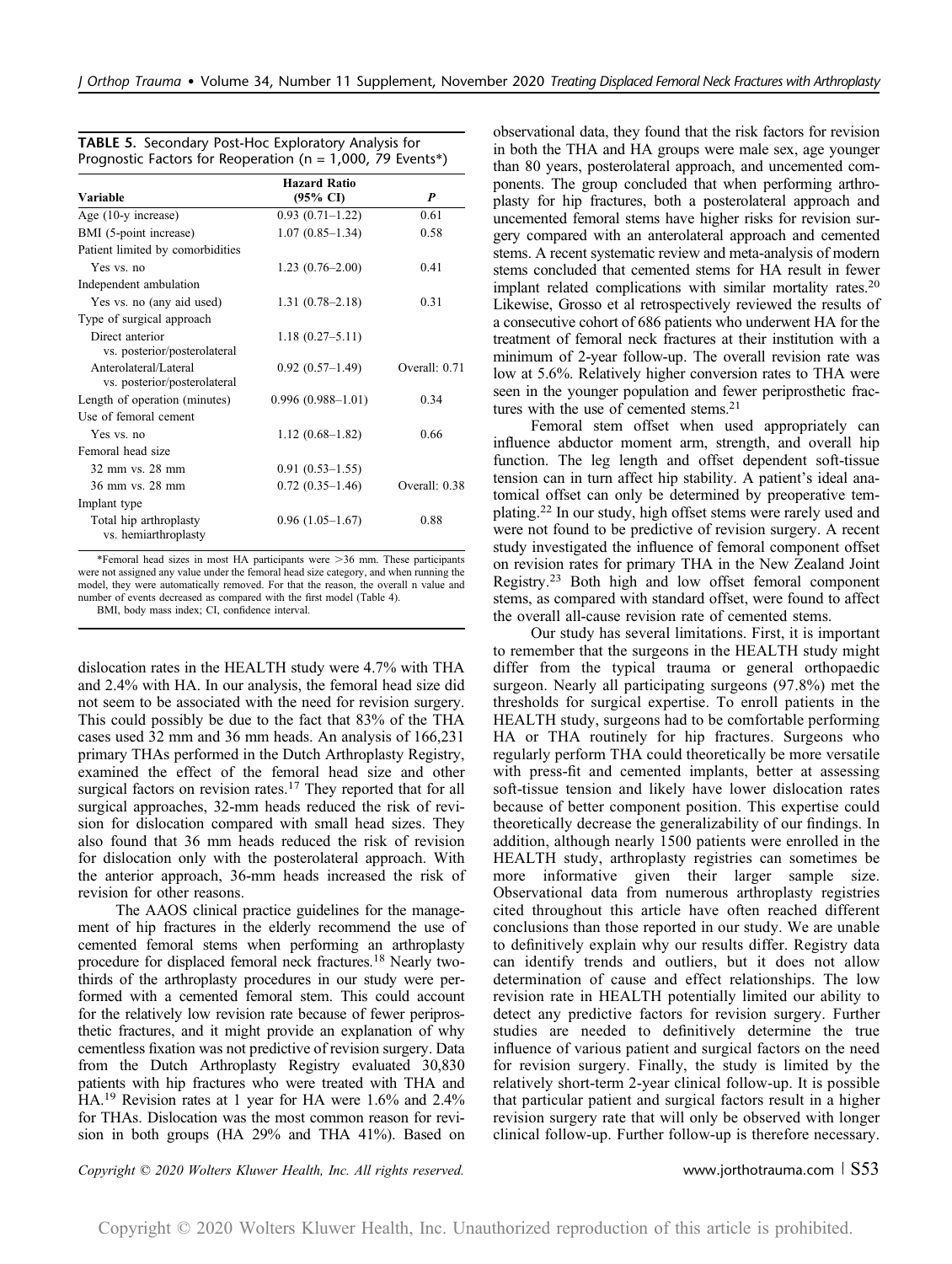**TABLE 5.** Secondary Post-Hoc Exploratory Analysis for Prognostic Factors for Reoperation (n = 1,000, 79 Events*)

| Variable | Hazard Ratio (95% CI) | P |
|---|---|---|
| Age (10-y increase) | 0.93 (0.71–1.22) | 0.61 |
| BMI (5-point increase) | 1.07 (0.85–1.34) | 0.58 |
| Patient limited by comorbidities | | |
| Yes vs. no | 1.23 (0.76–2.00) | 0.41 |
| Independent ambulation | | |
| Yes vs. no (any aid used) | 1.31 (0.78–2.18) | 0.31 |
| Type of surgical approach | | |
| Direct anterior vs. posterior/posterolateral | 1.18 (0.27–5.11) | |
| Anterolateral/Lateral vs. posterior/posterolateral | 0.92 (0.57–1.49) | Overall: 0.71 |
| Length of operation (minutes) | 0.996 (0.988–1.01) | 0.34 |
| Use of femoral cement | | |
| Yes vs. no | 1.12 (0.68–1.82) | 0.66 |
| Femoral head size | | |
| 32 mm vs. 28 mm | 0.91 (0.53–1.55) | |
| 36 mm vs. 28 mm | 0.72 (0.35–1.46) | Overall: 0.38 |
| Implant type | | |
| Total hip arthroplasty vs. hemiarthroplasty | 0.96 (1.05–1.67) | 0.88 |

*Femoral head sizes in most HA participants were >36 mm. These participants were not assigned any value under the femoral head size category, and when running the model, they were automatically removed. For that the reason, the overall n value and number of events decreased as compared with the first model (Table 4).

BMI, body mass index; CI, confidence interval.

dislocation rates in the HEALTH study were 4.7% with THA and 2.4% with HA. In our analysis, the femoral head size did not seem to be associated with the need for revision surgery. This could possibly be due to the fact that 83% of the THA cases used 32 mm and 36 mm heads. An analysis of 166,231 primary THAs performed in the Dutch Arthroplasty Registry, examined the effect of the femoral head size and other surgical factors on revision rates.[17] They reported that for all surgical approaches, 32-mm heads reduced the risk of revision for dislocation compared with small head sizes. They also found that 36 mm heads reduced the risk of revision for dislocation only with the posterolateral approach. With the anterior approach, 36-mm heads increased the risk of revision for other reasons.

The AAOS clinical practice guidelines for the management of hip fractures in the elderly recommend the use of cemented femoral stems when performing an arthroplasty procedure for displaced femoral neck fractures.[18] Nearly two-thirds of the arthroplasty procedures in our study were performed with a cemented femoral stem. This could account for the relatively low revision rate because of fewer periprosthetic fractures, and it might provide an explanation of why cementless fixation was not predictive of revision surgery. Data from the Dutch Arthroplasty Registry evaluated 30,830 patients with hip fractures who were treated with THA and HA.[19] Revision rates at 1 year for HA were 1.6% and 2.4% for THAs. Dislocation was the most common reason for revision in both groups (HA 29% and THA 41%). Based on observational data, they found that the risk factors for revision in both the THA and HA groups were male sex, age younger than 80 years, posterolateral approach, and uncemented components. The group concluded that when performing arthroplasty for hip fractures, both a posterolateral approach and uncemented femoral stems have higher risks for revision surgery compared with an anterolateral approach and cemented stems. A recent systematic review and meta-analysis of modern stems concluded that cemented stems for HA result in fewer implant related complications with similar mortality rates.[20] Likewise, Grosso et al retrospectively reviewed the results of a consecutive cohort of 686 patients who underwent HA for the treatment of femoral neck fractures at their institution with a minimum of 2-year follow-up. The overall revision rate was low at 5.6%. Relatively higher conversion rates to THA were seen in the younger population and fewer periprosthetic fractures with the use of cemented stems.[21]

Femoral stem offset when used appropriately can influence abductor moment arm, strength, and overall hip function. The leg length and offset dependent soft-tissue tension can in turn affect hip stability. A patient's ideal anatomical offset can only be determined by preoperative templating.[22] In our study, high offset stems were rarely used and were not found to be predictive of revision surgery. A recent study investigated the influence of femoral component offset on revision rates for primary THA in the New Zealand Joint Registry.[23] Both high and low offset femoral component stems, as compared with standard offset, were found to affect the overall all-cause revision rate of cemented stems.

Our study has several limitations. First, it is important to remember that the surgeons in the HEALTH study might differ from the typical trauma or general orthopaedic surgeon. Nearly all participating surgeons (97.8%) met the thresholds for surgical expertise. To enroll patients in the HEALTH study, surgeons had to be comfortable performing HA or THA routinely for hip fractures. Surgeons who regularly perform THA could theoretically be more versatile with press-fit and cemented implants, better at assessing soft-tissue tension and likely have lower dislocation rates because of better component position. This expertise could theoretically decrease the generalizability of our findings. In addition, although nearly 1500 patients were enrolled in the HEALTH study, arthroplasty registries can sometimes be more informative given their larger sample size. Observational data from numerous arthroplasty registries cited throughout this article have often reached different conclusions than those reported in our study. We are unable to definitively explain why our results differ. Registry data can identify trends and outliers, but it does not allow determination of cause and effect relationships. The low revision rate in HEALTH potentially limited our ability to detect any predictive factors for revision surgery. Further studies are needed to definitively determine the true influence of various patient and surgical factors on the need for revision surgery. Finally, the study is limited by the relatively short-term 2-year clinical follow-up. It is possible that particular patient and surgical factors result in a higher revision surgery rate that will only be observed with longer clinical follow-up. Further follow-up is therefore necessary.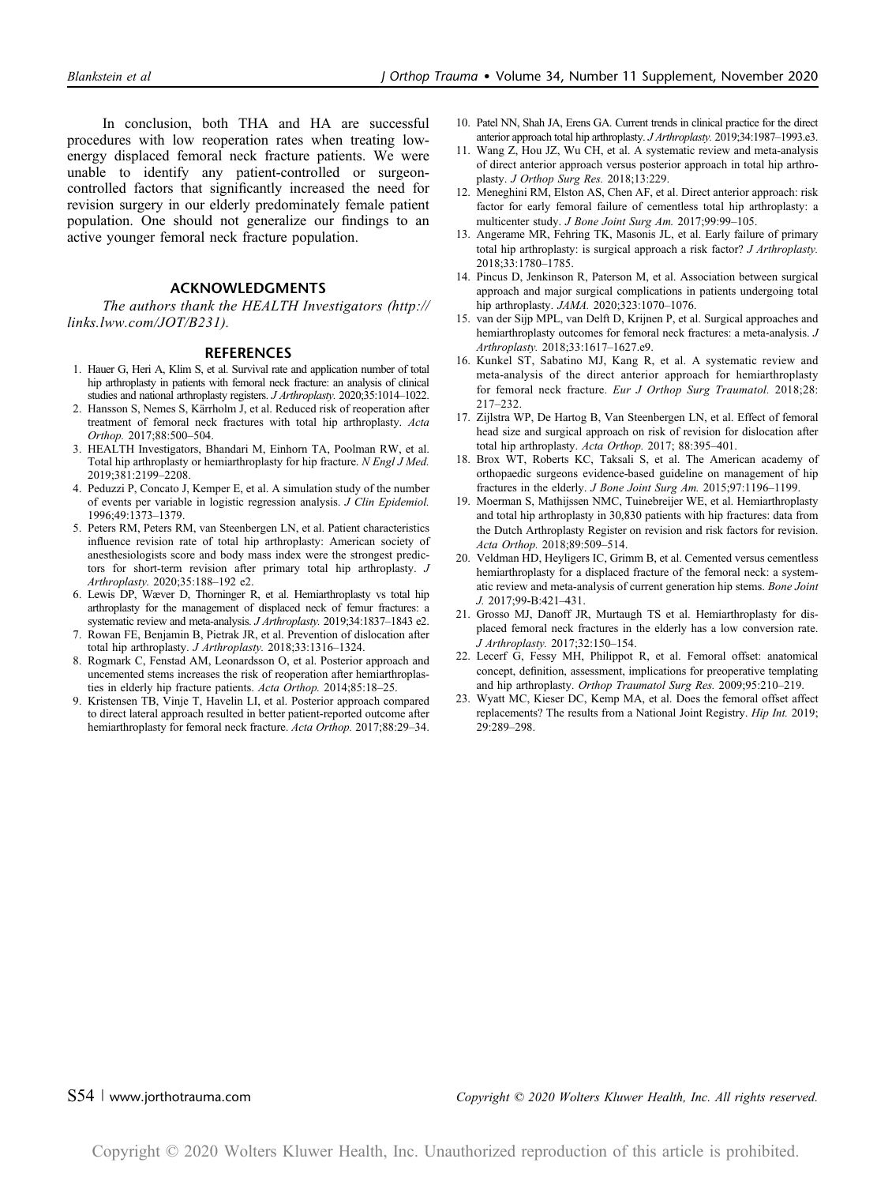In conclusion, both THA and HA are successful procedures with low reoperation rates when treating low-energy displaced femoral neck fracture patients. We were unable to identify any patient-controlled or surgeon-controlled factors that significantly increased the need for revision surgery in our elderly predominately female patient population. One should not generalize our findings to an active younger femoral neck fracture population.

## ACKNOWLEDGMENTS

*The authors thank the HEALTH Investigators (http://links.lww.com/JOT/B231).*

## REFERENCES

1. Hauer G, Heri A, Klim S, et al. Survival rate and application number of total hip arthroplasty in patients with femoral neck fracture: an analysis of clinical studies and national arthroplasty registers. *J Arthroplasty.* 2020;35:1014–1022.
2. Hansson S, Nemes S, Kärrholm J, et al. Reduced risk of reoperation after treatment of femoral neck fractures with total hip arthroplasty. *Acta Orthop.* 2017;88:500–504.
3. HEALTH Investigators, Bhandari M, Einhorn TA, Poolman RW, et al. Total hip arthroplasty or hemiarthroplasty for hip fracture. *N Engl J Med.* 2019;381:2199–2208.
4. Peduzzi P, Concato J, Kemper E, et al. A simulation study of the number of events per variable in logistic regression analysis. *J Clin Epidemiol.* 1996;49:1373–1379.
5. Peters RM, Peters RM, van Steenbergen LN, et al. Patient characteristics influence revision rate of total hip arthroplasty: American society of anesthesiologists score and body mass index were the strongest predictors for short-term revision after primary total hip arthroplasty. *J Arthroplasty.* 2020;35:188–192 e2.
6. Lewis DP, Wæver D, Thorninger R, et al. Hemiarthroplasty vs total hip arthroplasty for the management of displaced neck of femur fractures: a systematic review and meta-analysis. *J Arthroplasty.* 2019;34:1837–1843 e2.
7. Rowan FE, Benjamin B, Pietrak JR, et al. Prevention of dislocation after total hip arthroplasty. *J Arthroplasty.* 2018;33:1316–1324.
8. Rogmark C, Fenstad AM, Leonardsson O, et al. Posterior approach and uncemented stems increases the risk of reoperation after hemiarthroplasties in elderly hip fracture patients. *Acta Orthop.* 2014;85:18–25.
9. Kristensen TB, Vinje T, Havelin LI, et al. Posterior approach compared to direct lateral approach resulted in better patient-reported outcome after hemiarthroplasty for femoral neck fracture. *Acta Orthop.* 2017;88:29–34.
10. Patel NN, Shah JA, Erens GA. Current trends in clinical practice for the direct anterior approach total hip arthroplasty. *J Arthroplasty.* 2019;34:1987–1993.e3.
11. Wang Z, Hou JZ, Wu CH, et al. A systematic review and meta-analysis of direct anterior approach versus posterior approach in total hip arthroplasty. *J Orthop Surg Res.* 2018;13:229.
12. Meneghini RM, Elston AS, Chen AF, et al. Direct anterior approach: risk factor for early femoral failure of cementless total hip arthroplasty: a multicenter study. *J Bone Joint Surg Am.* 2017;99:99–105.
13. Angerame MR, Fehring TK, Masonis JL, et al. Early failure of primary total hip arthroplasty: is surgical approach a risk factor? *J Arthroplasty.* 2018;33:1780–1785.
14. Pincus D, Jenkinson R, Paterson M, et al. Association between surgical approach and major surgical complications in patients undergoing total hip arthroplasty. *JAMA.* 2020;323:1070–1076.
15. van der Sijp MPL, van Delft D, Krijnen P, et al. Surgical approaches and hemiarthroplasty outcomes for femoral neck fractures: a meta-analysis. *J Arthroplasty.* 2018;33:1617–1627.e9.
16. Kunkel ST, Sabatino MJ, Kang R, et al. A systematic review and meta-analysis of the direct anterior approach for hemiarthroplasty for femoral neck fracture. *Eur J Orthop Surg Traumatol.* 2018;28:217–232.
17. Zijlstra WP, De Hartog B, Van Steenbergen LN, et al. Effect of femoral head size and surgical approach on risk of revision for dislocation after total hip arthroplasty. *Acta Orthop.* 2017; 88:395–401.
18. Brox WT, Roberts KC, Taksali S, et al. The American academy of orthopaedic surgeons evidence-based guideline on management of hip fractures in the elderly. *J Bone Joint Surg Am.* 2015;97:1196–1199.
19. Moerman S, Mathijssen NMC, Tuinebreijer WE, et al. Hemiarthroplasty and total hip arthroplasty in 30,830 patients with hip fractures: data from the Dutch Arthroplasty Register on revision and risk factors for revision. *Acta Orthop.* 2018;89:509–514.
20. Veldman HD, Heyligers IC, Grimm B, et al. Cemented versus cementless hemiarthroplasty for a displaced fracture of the femoral neck: a systematic review and meta-analysis of current generation hip stems. *Bone Joint J.* 2017;99-B:421–431.
21. Grosso MJ, Danoff JR, Murtaugh TS et al. Hemiarthroplasty for displaced femoral neck fractures in the elderly has a low conversion rate. *J Arthroplasty.* 2017;32:150–154.
22. Lecerf G, Fessy MH, Philippot R, et al. Femoral offset: anatomical concept, definition, assessment, implications for preoperative templating and hip arthroplasty. *Orthop Traumatol Surg Res.* 2009;95:210–219.
23. Wyatt MC, Kieser DC, Kemp MA, et al. Does the femoral offset affect replacements? The results from a National Joint Registry. *Hip Int.* 2019; 29:289–298.